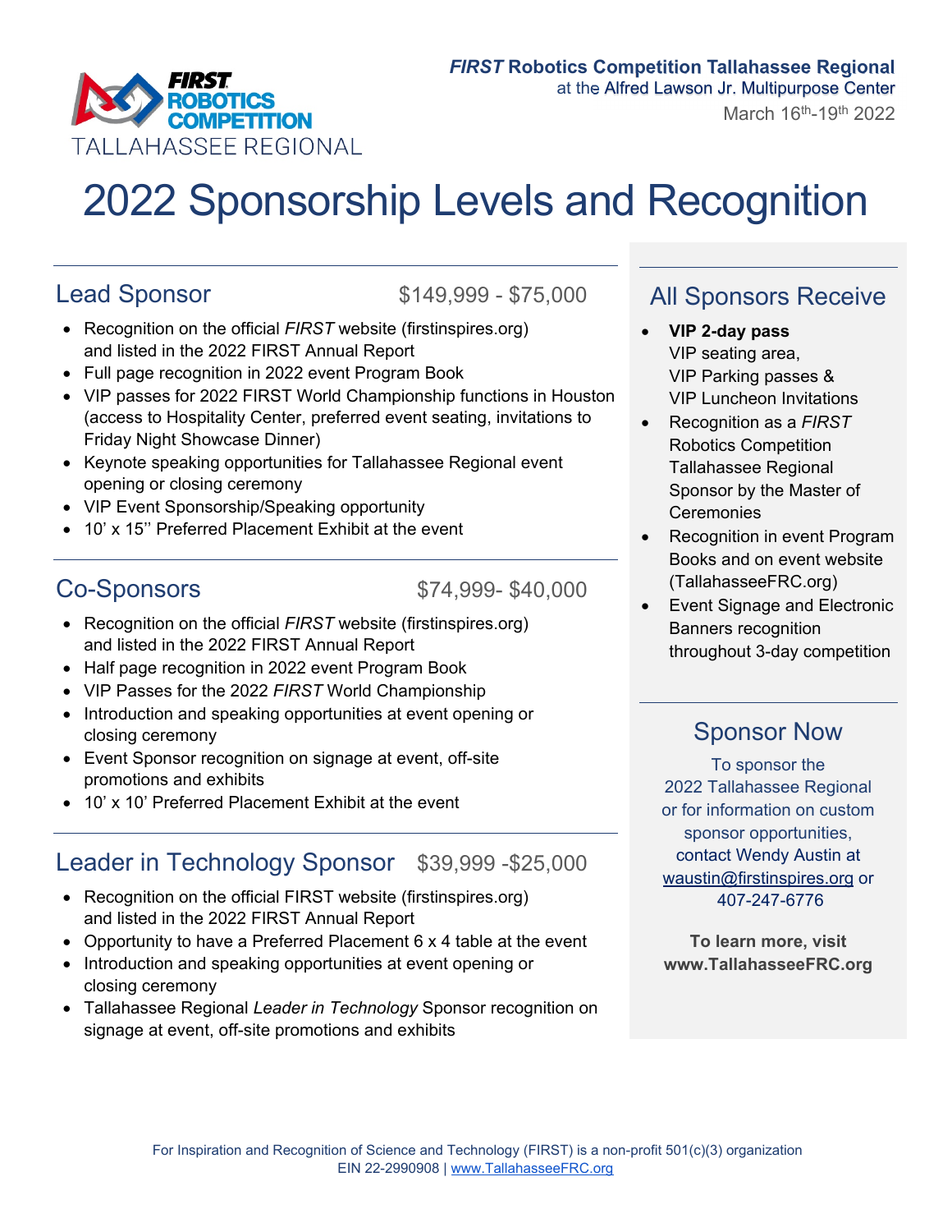FIRST ROBOTICS COMPETITION
TALLAHASSEE REGIONAL

***FIRST* Robotics Competition Tallahassee Regional**
at the Alfred Lawson Jr. Multipurpose Center
March 16th-19th 2022

# 2022 Sponsorship Levels and Recognition

## Lead Sponsor — $149,999 - $75,000

- Recognition on the official *FIRST* website (firstinspires.org) and listed in the 2022 FIRST Annual Report
- Full page recognition in 2022 event Program Book
- VIP passes for 2022 FIRST World Championship functions in Houston (access to Hospitality Center, preferred event seating, invitations to Friday Night Showcase Dinner)
- Keynote speaking opportunities for Tallahassee Regional event opening or closing ceremony
- VIP Event Sponsorship/Speaking opportunity
- 10' x 15'' Preferred Placement Exhibit at the event

## Co-Sponsors — $74,999- $40,000

- Recognition on the official *FIRST* website (firstinspires.org) and listed in the 2022 FIRST Annual Report
- Half page recognition in 2022 event Program Book
- VIP Passes for the 2022 *FIRST* World Championship
- Introduction and speaking opportunities at event opening or closing ceremony
- Event Sponsor recognition on signage at event, off-site promotions and exhibits
- 10' x 10' Preferred Placement Exhibit at the event

## Leader in Technology Sponsor — $39,999 -$25,000

- Recognition on the official FIRST website (firstinspires.org) and listed in the 2022 FIRST Annual Report
- Opportunity to have a Preferred Placement 6 x 4 table at the event
- Introduction and speaking opportunities at event opening or closing ceremony
- Tallahassee Regional *Leader in Technology* Sponsor recognition on signage at event, off-site promotions and exhibits

## All Sponsors Receive

- **VIP 2-day pass**
  VIP seating area,
  VIP Parking passes &
  VIP Luncheon Invitations
- Recognition as a *FIRST* Robotics Competition Tallahassee Regional Sponsor by the Master of Ceremonies
- Recognition in event Program Books and on event website (TallahasseeFRC.org)
- Event Signage and Electronic Banners recognition throughout 3-day competition

## Sponsor Now

To sponsor the 2022 Tallahassee Regional or for information on custom sponsor opportunities, contact Wendy Austin at waustin@firstinspires.org or 407-247-6776

**To learn more, visit www.TallahasseeFRC.org**

For Inspiration and Recognition of Science and Technology (FIRST) is a non-profit 501(c)(3) organization
EIN 22-2990908 | www.TallahasseeFRC.org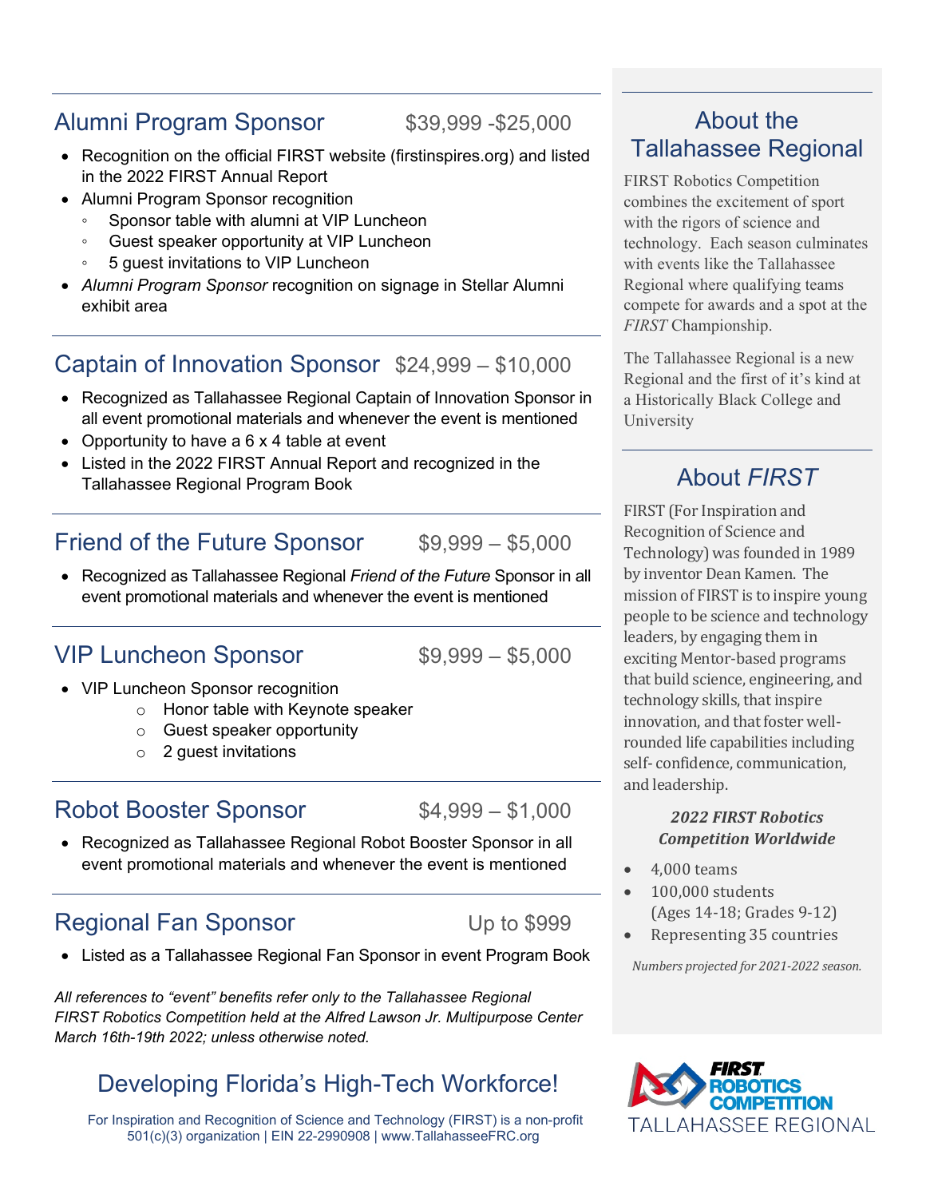## Alumni Program Sponsor $39,999 -$25,000

- Recognition on the official FIRST website (firstinspires.org) and listed in the 2022 FIRST Annual Report
- Alumni Program Sponsor recognition
  - Sponsor table with alumni at VIP Luncheon
  - Guest speaker opportunity at VIP Luncheon
  - 5 guest invitations to VIP Luncheon
- *Alumni Program Sponsor* recognition on signage in Stellar Alumni exhibit area

## Captain of Innovation Sponsor $24,999 – $10,000

- Recognized as Tallahassee Regional Captain of Innovation Sponsor in all event promotional materials and whenever the event is mentioned
- Opportunity to have a 6 x 4 table at event
- Listed in the 2022 FIRST Annual Report and recognized in the Tallahassee Regional Program Book

## Friend of the Future Sponsor $9,999 – $5,000

- Recognized as Tallahassee Regional *Friend of the Future* Sponsor in all event promotional materials and whenever the event is mentioned

## VIP Luncheon Sponsor $9,999 – $5,000

- VIP Luncheon Sponsor recognition
  - Honor table with Keynote speaker
  - Guest speaker opportunity
  - 2 guest invitations

## Robot Booster Sponsor $4,999 – $1,000

- Recognized as Tallahassee Regional Robot Booster Sponsor in all event promotional materials and whenever the event is mentioned

## Regional Fan Sponsor Up to $999

- Listed as a Tallahassee Regional Fan Sponsor in event Program Book

*All references to "event" benefits refer only to the Tallahassee Regional FIRST Robotics Competition held at the Alfred Lawson Jr. Multipurpose Center March 16th-19th 2022; unless otherwise noted.*

## Developing Florida's High-Tech Workforce!

For Inspiration and Recognition of Science and Technology (FIRST) is a non-profit 501(c)(3) organization | EIN 22-2990908 | www.TallahasseeFRC.org

## About the Tallahassee Regional

FIRST Robotics Competition combines the excitement of sport with the rigors of science and technology. Each season culminates with events like the Tallahassee Regional where qualifying teams compete for awards and a spot at the *FIRST* Championship.

The Tallahassee Regional is a new Regional and the first of it's kind at a Historically Black College and University

## About *FIRST*

FIRST (For Inspiration and Recognition of Science and Technology) was founded in 1989 by inventor Dean Kamen. The mission of FIRST is to inspire young people to be science and technology leaders, by engaging them in exciting Mentor-based programs that build science, engineering, and technology skills, that inspire innovation, and that foster well-rounded life capabilities including self- confidence, communication, and leadership.

***2022 FIRST Robotics Competition Worldwide***

- 4,000 teams
- 100,000 students (Ages 14-18; Grades 9-12)
- Representing 35 countries

*Numbers projected for 2021-2022 season.*

FIRST ROBOTICS COMPETITION
TALLAHASSEE REGIONAL